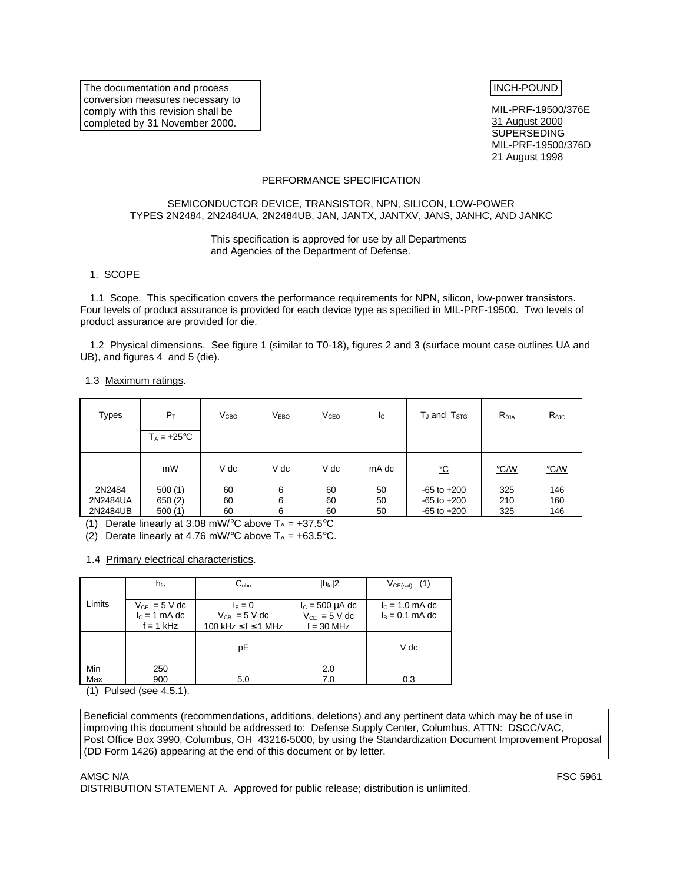The documentation and process conversion measures necessary to comply with this revision shall be completed by 31 November 2000.

INCH-POUND

MIL-PRF-19500/376E
31 August 2000
SUPERSEDING
MIL-PRF-19500/376D
21 August 1998

PERFORMANCE SPECIFICATION

SEMICONDUCTOR DEVICE, TRANSISTOR, NPN, SILICON, LOW-POWER
TYPES 2N2484, 2N2484UA, 2N2484UB, JAN, JANTX, JANTXV, JANS, JANHC, AND JANKC

This specification is approved for use by all Departments and Agencies of the Department of Defense.

## 1. SCOPE

1.1 Scope. This specification covers the performance requirements for NPN, silicon, low-power transistors. Four levels of product assurance is provided for each device type as specified in MIL-PRF-19500. Two levels of product assurance are provided for die.

1.2 Physical dimensions. See figure 1 (similar to T0-18), figures 2 and 3 (surface mount case outlines UA and UB), and figures 4 and 5 (die).

1.3 Maximum ratings.

| Types | $P_T$ $T_A = +25°C$ | $V_{CBO}$ | $V_{EBO}$ | $V_{CEO}$ | $I_C$ | $T_J$ and $T_{STG}$ | $R_{\theta JA}$ | $R_{\theta JC}$ |
|---|---|---|---|---|---|---|---|---|
| | mW | V dc | V dc | V dc | mA dc | °C | °C/W | °C/W |
| 2N2484 | 500 (1) | 60 | 6 | 60 | 50 | -65 to +200 | 325 | 146 |
| 2N2484UA | 650 (2) | 60 | 6 | 60 | 50 | -65 to +200 | 210 | 160 |
| 2N2484UB | 500 (1) | 60 | 6 | 60 | 50 | -65 to +200 | 325 | 146 |

(1) Derate linearly at 3.08 mW/°C above $T_A = +37.5°C$

(2) Derate linearly at 4.76 mW/°C above $T_A = +63.5°C$.

1.4 Primary electrical characteristics.

| Limits | $h_{fe}$ $V_{CE} = 5$ V dc $I_C = 1$ mA dc f = 1 kHz | $C_{obo}$ $I_E = 0$ $V_{CB} = 5$ V dc 100 kHz ≤ f ≤ 1 MHz | $\|h_{fe}\|2$ $I_C = 500$ µA dc $V_{CE} = 5$ V dc f = 30 MHz | $V_{CE(sat)}$ (1) $I_C = 1.0$ mA dc $I_B = 0.1$ mA dc |
|---|---|---|---|---|
| | | pF | | V dc |
| Min | 250 | | 2.0 | |
| Max | 900 | 5.0 | 7.0 | 0.3 |

(1) Pulsed (see 4.5.1).

Beneficial comments (recommendations, additions, deletions) and any pertinent data which may be of use in improving this document should be addressed to: Defense Supply Center, Columbus, ATTN: DSCC/VAC, Post Office Box 3990, Columbus, OH 43216-5000, by using the Standardization Document Improvement Proposal (DD Form 1426) appearing at the end of this document or by letter.

AMSC N/A FSC 5961

DISTRIBUTION STATEMENT A. Approved for public release; distribution is unlimited.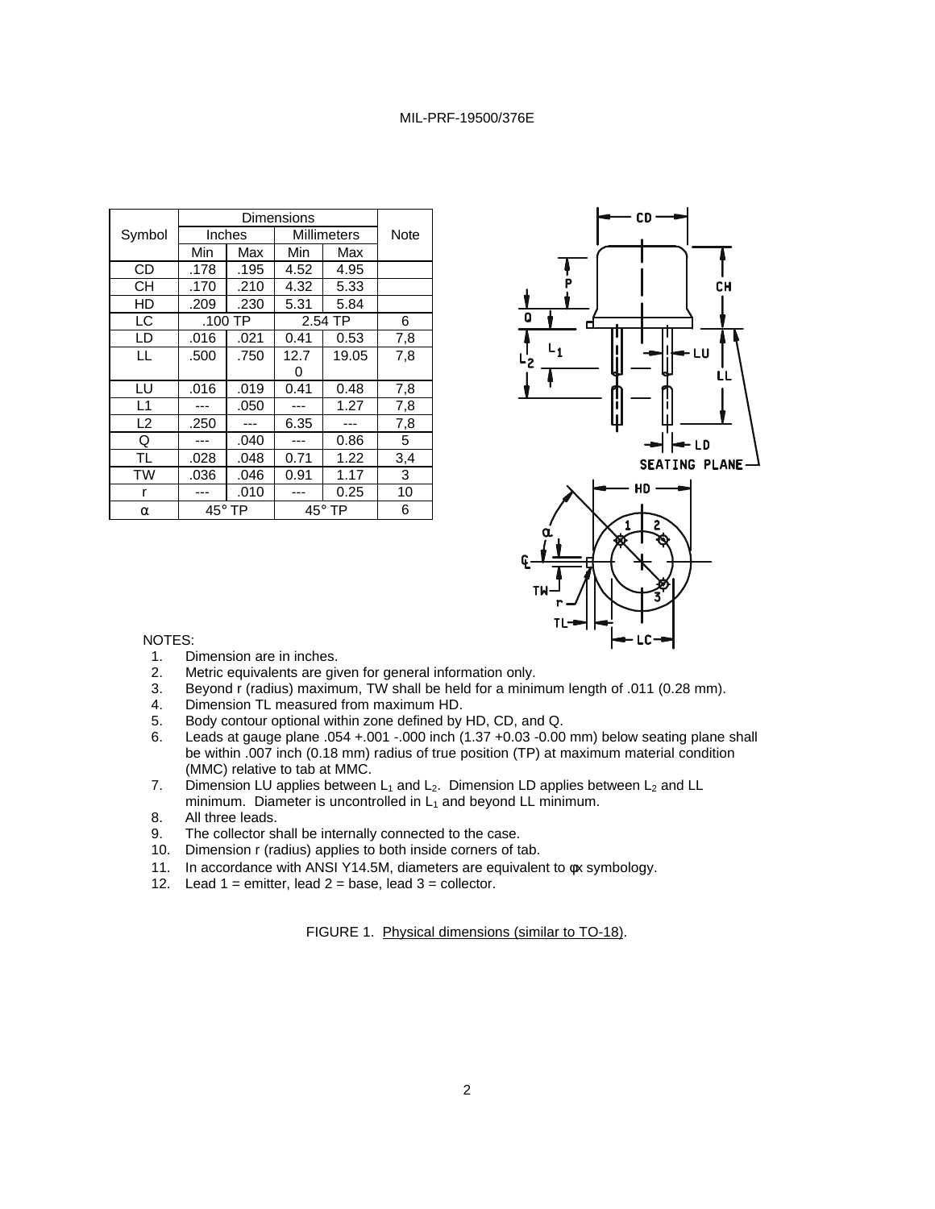| Symbol | Dimensions | | | | Note |
|---|---|---|---|---|---|
| | Inches | | Millimeters | | |
| | Min | Max | Min | Max | |
| CD | .178 | .195 | 4.52 | 4.95 | |
| CH | .170 | .210 | 4.32 | 5.33 | |
| HD | .209 | .230 | 5.31 | 5.84 | |
| LC | .100 TP | | 2.54 TP | | 6 |
| LD | .016 | .021 | 0.41 | 0.53 | 7,8 |
| LL | .500 | .750 | 12.70 | 19.05 | 7,8 |
| LU | .016 | .019 | 0.41 | 0.48 | 7,8 |
| L1 | --- | .050 | --- | 1.27 | 7,8 |
| L2 | .250 | --- | 6.35 | --- | 7,8 |
| Q | --- | .040 | --- | 0.86 | 5 |
| TL | .028 | .048 | 0.71 | 1.22 | 3,4 |
| TW | .036 | .046 | 0.91 | 1.17 | 3 |
| r | --- | .010 | --- | 0.25 | 10 |
| α | 45° TP | | 45° TP | | 6 |

NOTES:

1. Dimension are in inches.
2. Metric equivalents are given for general information only.
3. Beyond r (radius) maximum, TW shall be held for a minimum length of .011 (0.28 mm).
4. Dimension TL measured from maximum HD.
5. Body contour optional within zone defined by HD, CD, and Q.
6. Leads at gauge plane .054 +.001 -.000 inch (1.37 +0.03 -0.00 mm) below seating plane shall be within .007 inch (0.18 mm) radius of true position (TP) at maximum material condition (MMC) relative to tab at MMC.
7. Dimension LU applies between $L_1$ and $L_2$. Dimension LD applies between $L_2$ and LL minimum. Diameter is uncontrolled in $L_1$ and beyond LL minimum.
8. All three leads.
9. The collector shall be internally connected to the case.
10. Dimension r (radius) applies to both inside corners of tab.
11. In accordance with ANSI Y14.5M, diameters are equivalent to φx symbology.
12. Lead 1 = emitter, lead 2 = base, lead 3 = collector.

FIGURE 1. Physical dimensions (similar to TO-18).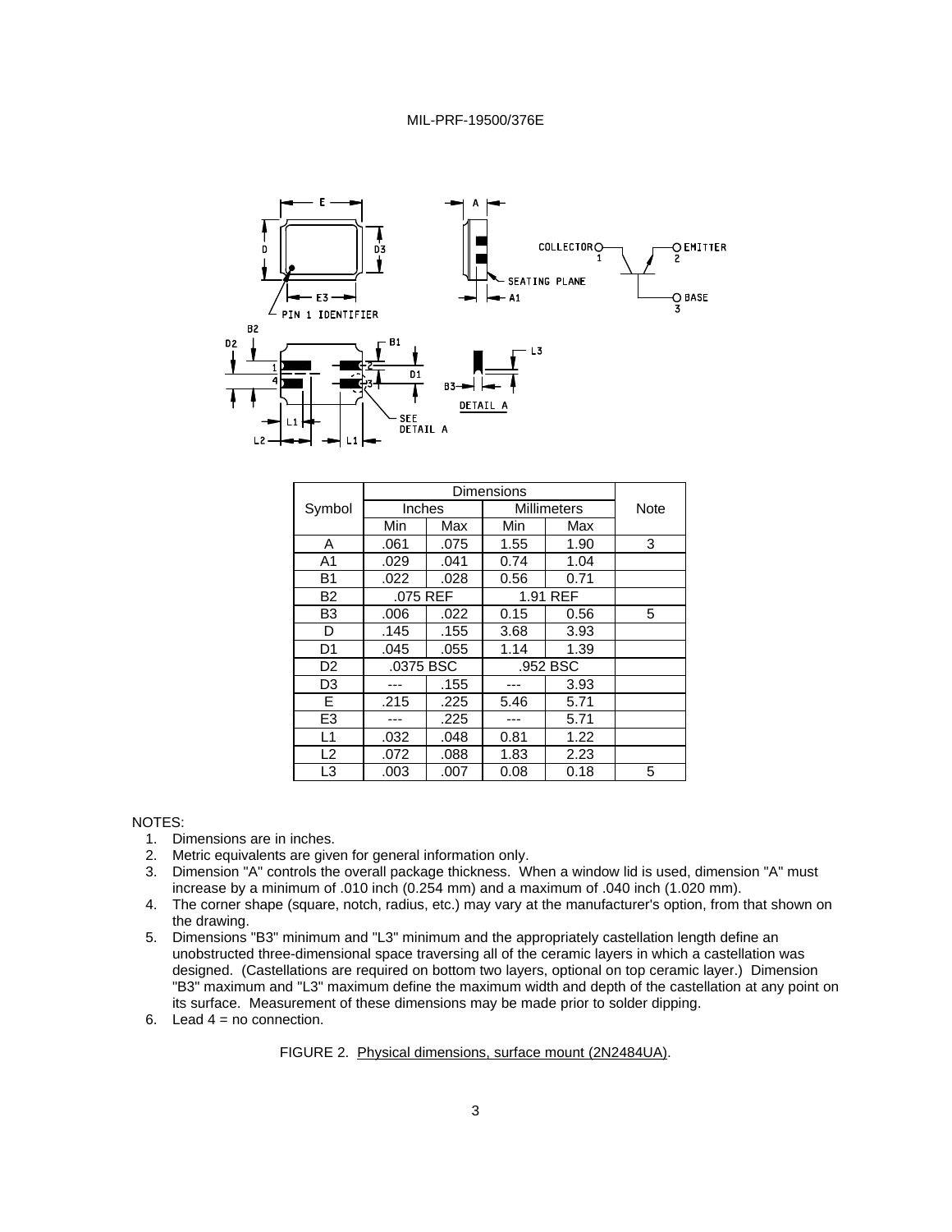| Symbol | Dimensions | | | | Note |
|---|---|---|---|---|---|
| | Inches | | Millimeters | | |
| | Min | Max | Min | Max | |
| A | .061 | .075 | 1.55 | 1.90 | 3 |
| A1 | .029 | .041 | 0.74 | 1.04 | |
| B1 | .022 | .028 | 0.56 | 0.71 | |
| B2 | .075 REF | | 1.91 REF | | |
| B3 | .006 | .022 | 0.15 | 0.56 | 5 |
| D | .145 | .155 | 3.68 | 3.93 | |
| D1 | .045 | .055 | 1.14 | 1.39 | |
| D2 | .0375 BSC | | .952 BSC | | |
| D3 | --- | .155 | --- | 3.93 | |
| E | .215 | .225 | 5.46 | 5.71 | |
| E3 | --- | .225 | --- | 5.71 | |
| L1 | .032 | .048 | 0.81 | 1.22 | |
| L2 | .072 | .088 | 1.83 | 2.23 | |
| L3 | .003 | .007 | 0.08 | 0.18 | 5 |

NOTES:

1. Dimensions are in inches.
2. Metric equivalents are given for general information only.
3. Dimension "A" controls the overall package thickness. When a window lid is used, dimension "A" must increase by a minimum of .010 inch (0.254 mm) and a maximum of .040 inch (1.020 mm).
4. The corner shape (square, notch, radius, etc.) may vary at the manufacturer's option, from that shown on the drawing.
5. Dimensions "B3" minimum and "L3" minimum and the appropriately castellation length define an unobstructed three-dimensional space traversing all of the ceramic layers in which a castellation was designed. (Castellations are required on bottom two layers, optional on top ceramic layer.) Dimension "B3" maximum and "L3" maximum define the maximum width and depth of the castellation at any point on its surface. Measurement of these dimensions may be made prior to solder dipping.
6. Lead 4 = no connection.

FIGURE 2. Physical dimensions, surface mount (2N2484UA).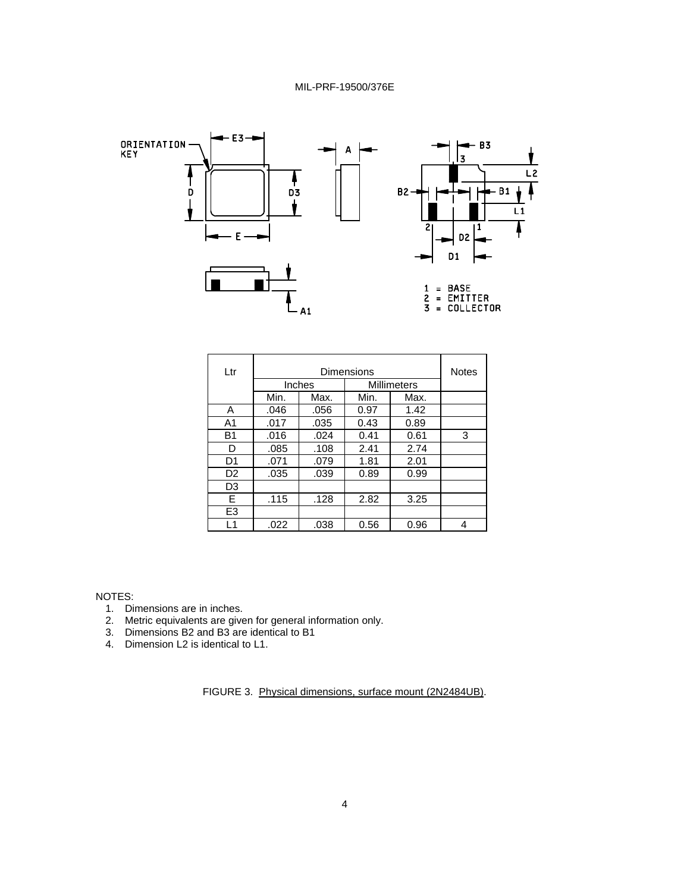| Ltr | Dimensions | | | | Notes |
|---|---|---|---|---|---|
| | Inches | | Millimeters | | |
| | Min. | Max. | Min. | Max. | |
| A | .046 | .056 | 0.97 | 1.42 | |
| A1 | .017 | .035 | 0.43 | 0.89 | |
| B1 | .016 | .024 | 0.41 | 0.61 | 3 |
| D | .085 | .108 | 2.41 | 2.74 | |
| D1 | .071 | .079 | 1.81 | 2.01 | |
| D2 | .035 | .039 | 0.89 | 0.99 | |
| D3 | | | | | |
| E | .115 | .128 | 2.82 | 3.25 | |
| E3 | | | | | |
| L1 | .022 | .038 | 0.56 | 0.96 | 4 |

NOTES:

1. Dimensions are in inches.
2. Metric equivalents are given for general information only.
3. Dimensions B2 and B3 are identical to B1
4. Dimension L2 is identical to L1.

FIGURE 3. Physical dimensions, surface mount (2N2484UB).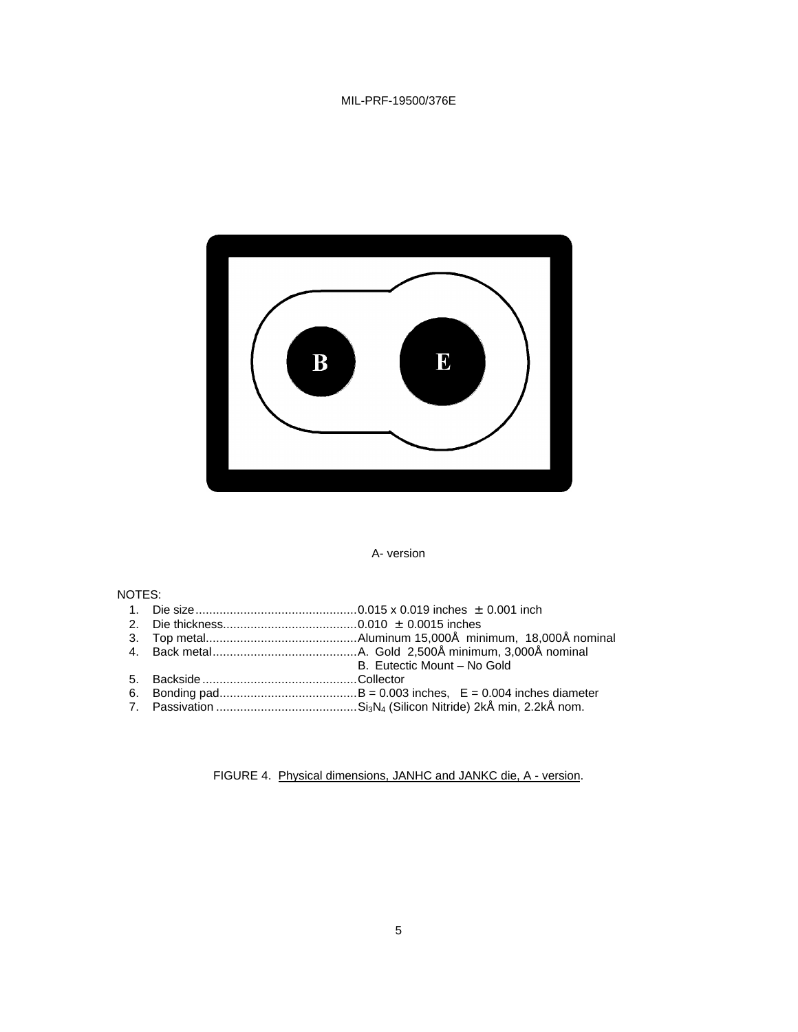A- version

NOTES:

1. Die size...............................................0.015 x 0.019 inches ± 0.001 inch
2. Die thickness.......................................0.010 ± 0.0015 inches
3. Top metal............................................Aluminum 15,000Å minimum, 18,000Å nominal
4. Back metal..........................................A. Gold 2,500Å minimum, 3,000Å nominal
   B. Eutectic Mount – No Gold
5. Backside.............................................Collector
6. Bonding pad........................................B = 0.003 inches, E = 0.004 inches diameter
7. Passivation .........................................$Si_3N_4$ (Silicon Nitride) 2kÅ min, 2.2kÅ nom.

FIGURE 4. Physical dimensions, JANHC and JANKC die, A - version.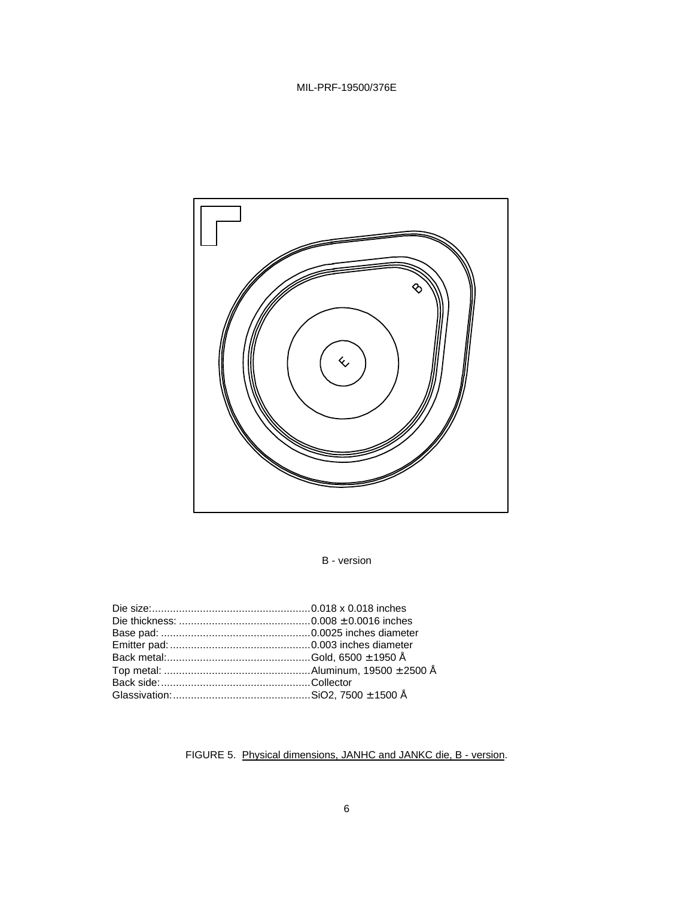B - version

Die size:.....................................................0.018 x 0.018 inches
Die thickness: ............................................0.008 ± 0.0016 inches
Base pad: ..................................................0.0025 inches diameter
Emitter pad:...............................................0.003 inches diameter
Back metal:................................................Gold, 6500 ± 1950 Å
Top metal: .................................................Aluminum, 19500 ± 2500 Å
Back side:..................................................Collector
Glassivation:..............................................$SiO_2$, 7500 ± 1500 Å

FIGURE 5. Physical dimensions, JANHC and JANKC die, B - version.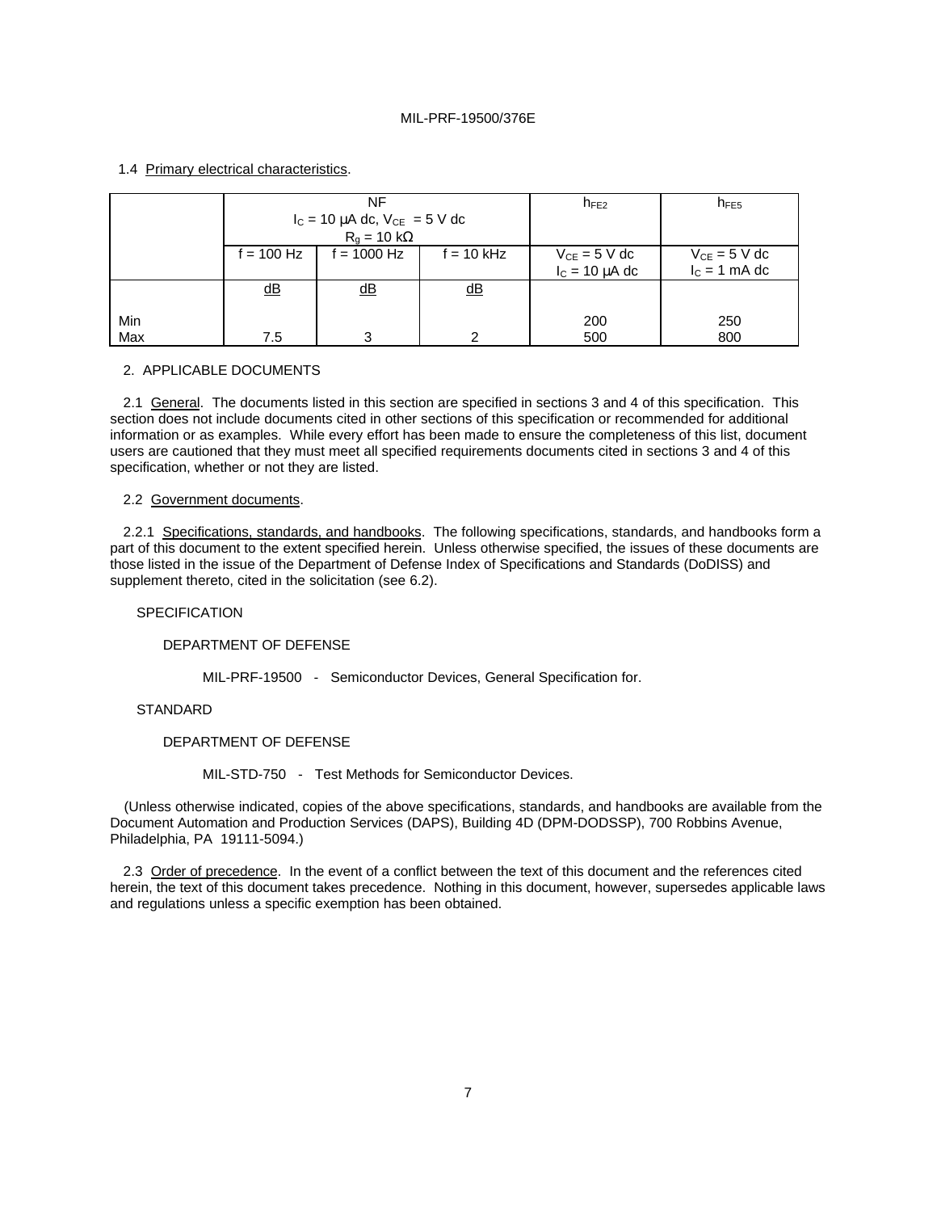1.4 Primary electrical characteristics.

| | NF $I_C$ = 10 μA dc, $V_{CE}$ = 5 V dc $R_g$ = 10 kΩ | | | $h_{FE2}$ | $h_{FE5}$ |
|---|---|---|---|---|---|
| | f = 100 Hz | f = 1000 Hz | f = 10 kHz | $V_{CE}$ = 5 V dc $I_C$ = 10 μA dc | $V_{CE}$ = 5 V dc $I_C$ = 1 mA dc |
| | dB | dB | dB | | |
| Min | | | | 200 | 250 |
| Max | 7.5 | 3 | 2 | 500 | 800 |

## 2. APPLICABLE DOCUMENTS

2.1 General. The documents listed in this section are specified in sections 3 and 4 of this specification. This section does not include documents cited in other sections of this specification or recommended for additional information or as examples. While every effort has been made to ensure the completeness of this list, document users are cautioned that they must meet all specified requirements documents cited in sections 3 and 4 of this specification, whether or not they are listed.

2.2 Government documents.

2.2.1 Specifications, standards, and handbooks. The following specifications, standards, and handbooks form a part of this document to the extent specified herein. Unless otherwise specified, the issues of these documents are those listed in the issue of the Department of Defense Index of Specifications and Standards (DoDISS) and supplement thereto, cited in the solicitation (see 6.2).

SPECIFICATION

DEPARTMENT OF DEFENSE

MIL-PRF-19500 - Semiconductor Devices, General Specification for.

STANDARD

DEPARTMENT OF DEFENSE

MIL-STD-750 - Test Methods for Semiconductor Devices.

(Unless otherwise indicated, copies of the above specifications, standards, and handbooks are available from the Document Automation and Production Services (DAPS), Building 4D (DPM-DODSSP), 700 Robbins Avenue, Philadelphia, PA 19111-5094.)

2.3 Order of precedence. In the event of a conflict between the text of this document and the references cited herein, the text of this document takes precedence. Nothing in this document, however, supersedes applicable laws and regulations unless a specific exemption has been obtained.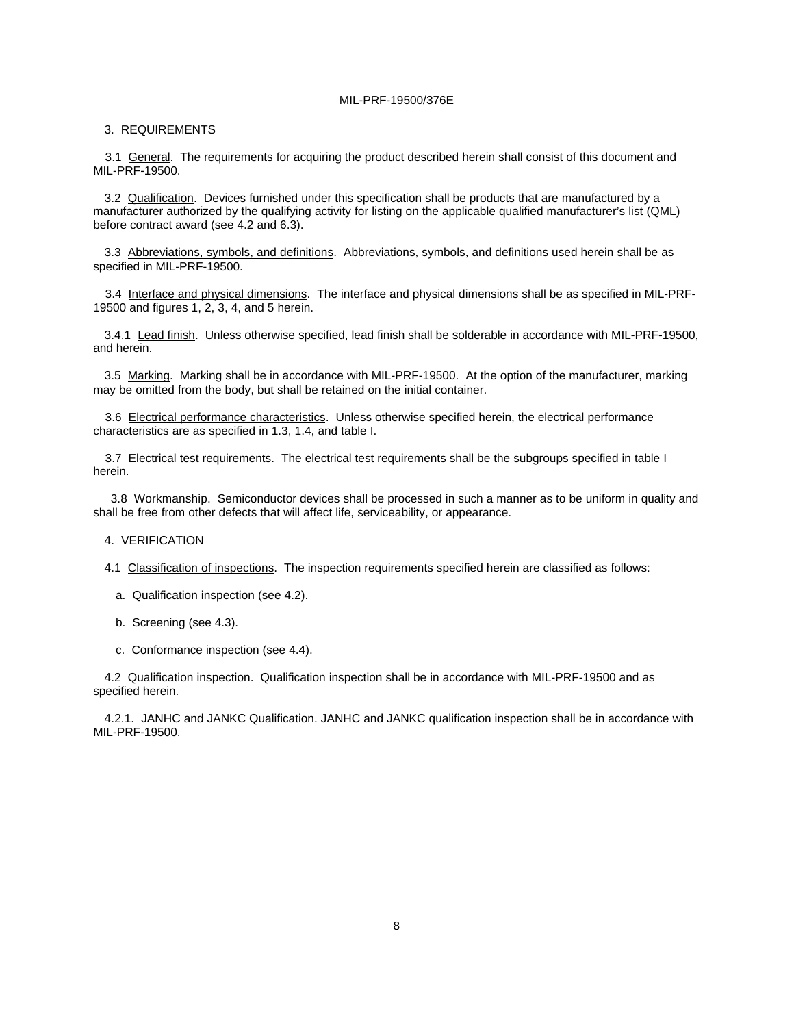## 3. REQUIREMENTS

3.1 General. The requirements for acquiring the product described herein shall consist of this document and MIL-PRF-19500.

3.2 Qualification. Devices furnished under this specification shall be products that are manufactured by a manufacturer authorized by the qualifying activity for listing on the applicable qualified manufacturer's list (QML) before contract award (see 4.2 and 6.3).

3.3 Abbreviations, symbols, and definitions. Abbreviations, symbols, and definitions used herein shall be as specified in MIL-PRF-19500.

3.4 Interface and physical dimensions. The interface and physical dimensions shall be as specified in MIL-PRF-19500 and figures 1, 2, 3, 4, and 5 herein.

3.4.1 Lead finish. Unless otherwise specified, lead finish shall be solderable in accordance with MIL-PRF-19500, and herein.

3.5 Marking. Marking shall be in accordance with MIL-PRF-19500. At the option of the manufacturer, marking may be omitted from the body, but shall be retained on the initial container.

3.6 Electrical performance characteristics. Unless otherwise specified herein, the electrical performance characteristics are as specified in 1.3, 1.4, and table I.

3.7 Electrical test requirements. The electrical test requirements shall be the subgroups specified in table I herein.

3.8 Workmanship. Semiconductor devices shall be processed in such a manner as to be uniform in quality and shall be free from other defects that will affect life, serviceability, or appearance.

## 4. VERIFICATION

4.1 Classification of inspections. The inspection requirements specified herein are classified as follows:

a. Qualification inspection (see 4.2).

b. Screening (see 4.3).

c. Conformance inspection (see 4.4).

4.2 Qualification inspection. Qualification inspection shall be in accordance with MIL-PRF-19500 and as specified herein.

4.2.1. JANHC and JANKC Qualification. JANHC and JANKC qualification inspection shall be in accordance with MIL-PRF-19500.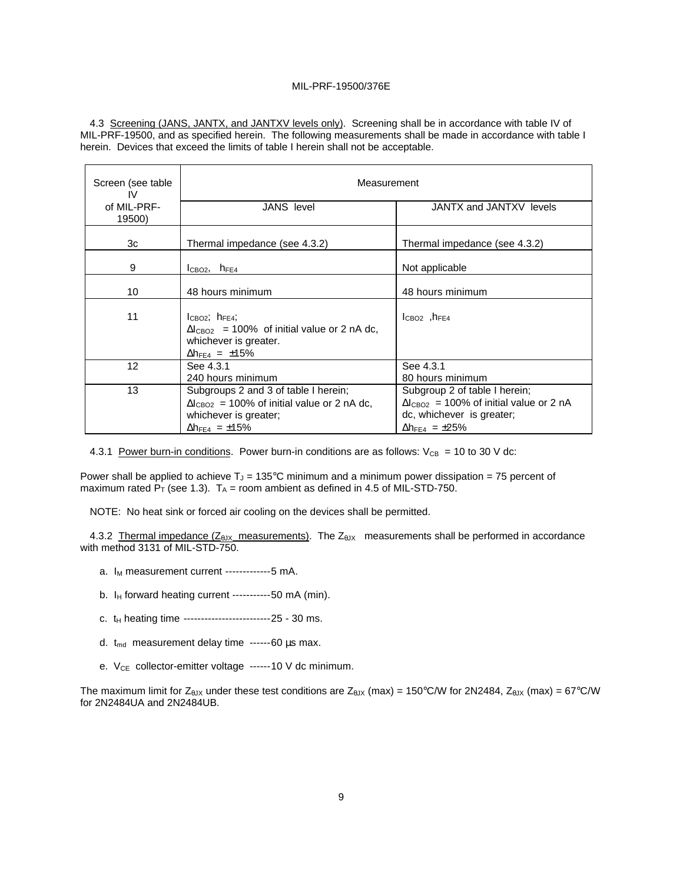4.3 Screening (JANS, JANTX, and JANTXV levels only). Screening shall be in accordance with table IV of MIL-PRF-19500, and as specified herein. The following measurements shall be made in accordance with table I herein. Devices that exceed the limits of table I herein shall not be acceptable.

| Screen (see table IV of MIL-PRF-19500) | Measurement | |
|---|---|---|
| | JANS level | JANTX and JANTXV levels |
| 3c | Thermal impedance (see 4.3.2) | Thermal impedance (see 4.3.2) |
| 9 | $I_{CBO2}$, $h_{FE4}$ | Not applicable |
| 10 | 48 hours minimum | 48 hours minimum |
| 11 | $I_{CBO2}$; $h_{FE4}$; $\Delta I_{CBO2}$ = 100% of initial value or 2 nA dc, whichever is greater. $\Delta h_{FE4}$ = ±15% | $I_{CBO2}$ ,$h_{FE4}$ |
| 12 | See 4.3.1 240 hours minimum | See 4.3.1 80 hours minimum |
| 13 | Subgroups 2 and 3 of table I herein; $\Delta I_{CBO2}$ = 100% of initial value or 2 nA dc, whichever is greater; $\Delta h_{FE4}$ = ±15% | Subgroup 2 of table I herein; $\Delta I_{CBO2}$ = 100% of initial value or 2 nA dc, whichever is greater; $\Delta h_{FE4}$ = ±25% |

4.3.1 Power burn-in conditions. Power burn-in conditions are as follows: $V_{CB}$ = 10 to 30 V dc:

Power shall be applied to achieve $T_J$ = 135°C minimum and a minimum power dissipation = 75 percent of maximum rated $P_T$ (see 1.3). $T_A$ = room ambient as defined in 4.5 of MIL-STD-750.

NOTE: No heat sink or forced air cooling on the devices shall be permitted.

4.3.2 Thermal impedance ($Z_{\theta JX}$ measurements). The $Z_{\theta JX}$ measurements shall be performed in accordance with method 3131 of MIL-STD-750.

a. $I_M$ measurement current -------------5 mA.

b. $I_H$ forward heating current -----------50 mA (min).

c. $t_H$ heating time -------------------------25 - 30 ms.

d. $t_{md}$ measurement delay time ------60 µs max.

e. $V_{CE}$ collector-emitter voltage ------10 V dc minimum.

The maximum limit for $Z_{\theta JX}$ under these test conditions are $Z_{\theta JX}$ (max) = 150°C/W for 2N2484, $Z_{\theta JX}$ (max) = 67°C/W for 2N2484UA and 2N2484UB.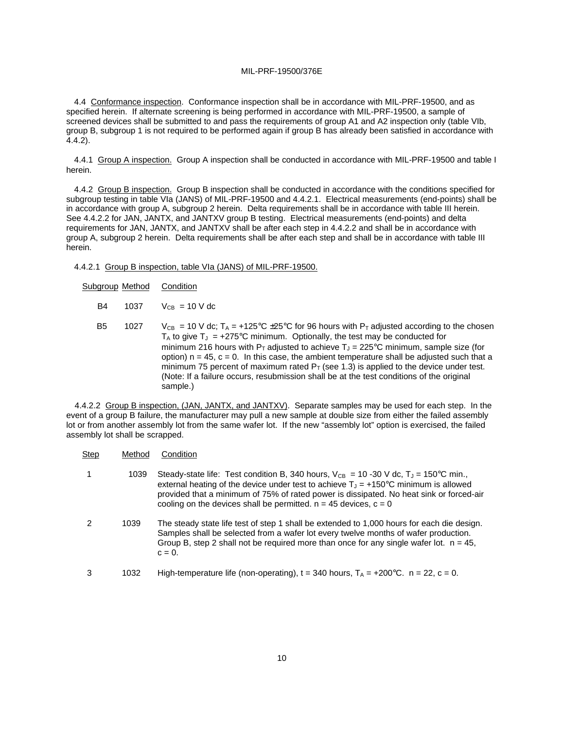4.4 Conformance inspection. Conformance inspection shall be in accordance with MIL-PRF-19500, and as specified herein. If alternate screening is being performed in accordance with MIL-PRF-19500, a sample of screened devices shall be submitted to and pass the requirements of group A1 and A2 inspection only (table VIb, group B, subgroup 1 is not required to be performed again if group B has already been satisfied in accordance with 4.4.2).

4.4.1 Group A inspection. Group A inspection shall be conducted in accordance with MIL-PRF-19500 and table I herein.

4.4.2 Group B inspection. Group B inspection shall be conducted in accordance with the conditions specified for subgroup testing in table VIa (JANS) of MIL-PRF-19500 and 4.4.2.1. Electrical measurements (end-points) shall be in accordance with group A, subgroup 2 herein. Delta requirements shall be in accordance with table III herein. See 4.4.2.2 for JAN, JANTX, and JANTXV group B testing. Electrical measurements (end-points) and delta requirements for JAN, JANTX, and JANTXV shall be after each step in 4.4.2.2 and shall be in accordance with group A, subgroup 2 herein. Delta requirements shall be after each step and shall be in accordance with table III herein.

4.4.2.1 Group B inspection, table VIa (JANS) of MIL-PRF-19500.

| Subgroup | Method | Condition |
|---|---|---|
| B4 | 1037 | $V_{CB}$ = 10 V dc |
| B5 | 1027 | $V_{CB}$ = 10 V dc; $T_A$ = +125°C ±25°C for 96 hours with $P_T$ adjusted according to the chosen $T_A$ to give $T_J$ = +275°C minimum. Optionally, the test may be conducted for minimum 216 hours with $P_T$ adjusted to achieve $T_J$ = 225°C minimum, sample size (for option) n = 45, c = 0. In this case, the ambient temperature shall be adjusted such that a minimum 75 percent of maximum rated $P_T$ (see 1.3) is applied to the device under test. (Note: If a failure occurs, resubmission shall be at the test conditions of the original sample.) |

4.4.2.2 Group B inspection, (JAN, JANTX, and JANTXV). Separate samples may be used for each step. In the event of a group B failure, the manufacturer may pull a new sample at double size from either the failed assembly lot or from another assembly lot from the same wafer lot. If the new "assembly lot" option is exercised, the failed assembly lot shall be scrapped.

| Step | Method | Condition |
|---|---|---|
| 1 | 1039 | Steady-state life: Test condition B, 340 hours, $V_{CB}$ = 10 -30 V dc, $T_J$ = 150°C min., external heating of the device under test to achieve $T_J$ = +150°C minimum is allowed provided that a minimum of 75% of rated power is dissipated. No heat sink or forced-air cooling on the devices shall be permitted. n = 45 devices, c = 0 |
| 2 | 1039 | The steady state life test of step 1 shall be extended to 1,000 hours for each die design. Samples shall be selected from a wafer lot every twelve months of wafer production. Group B, step 2 shall not be required more than once for any single wafer lot. n = 45, c = 0. |
| 3 | 1032 | High-temperature life (non-operating), t = 340 hours, $T_A$ = +200°C. n = 22, c = 0. |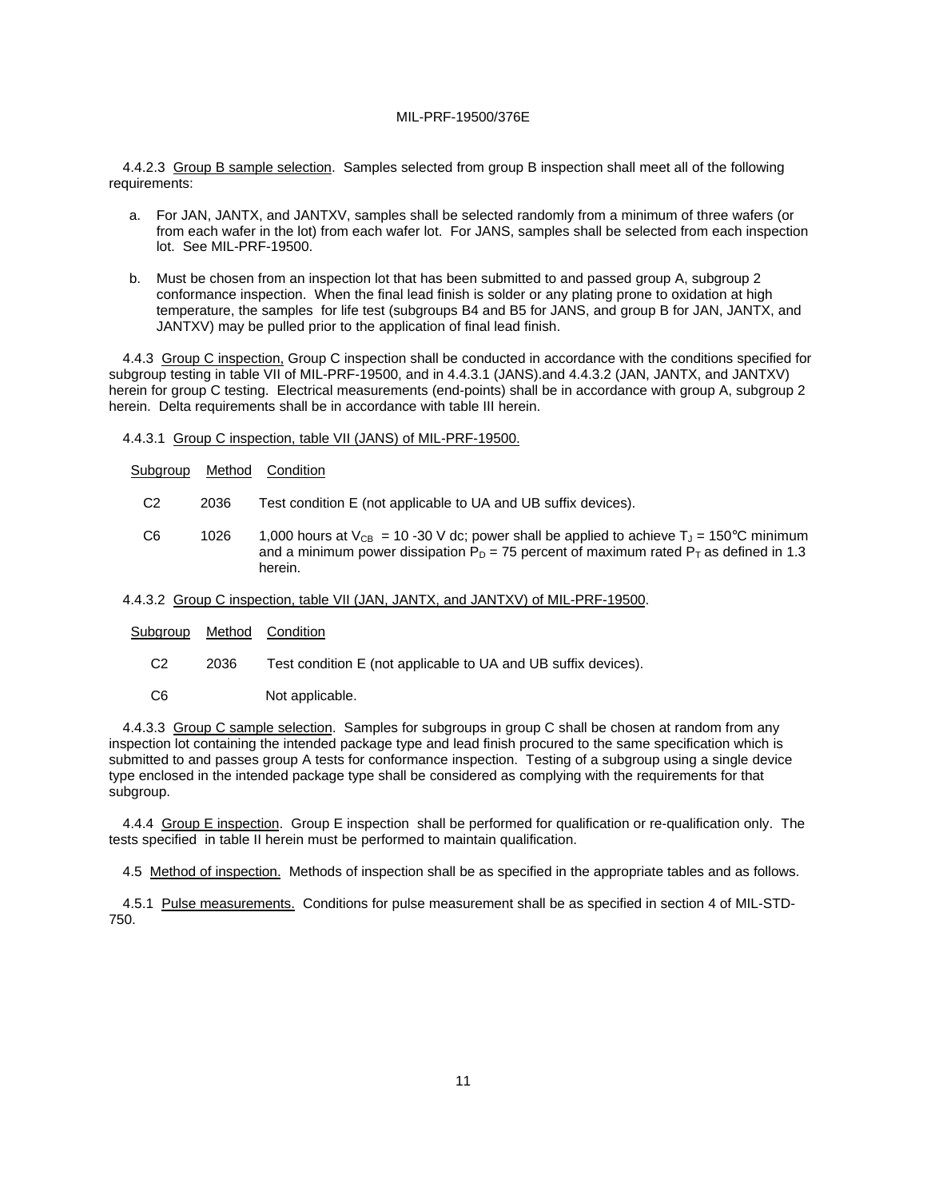4.4.2.3 Group B sample selection. Samples selected from group B inspection shall meet all of the following requirements:

a. For JAN, JANTX, and JANTXV, samples shall be selected randomly from a minimum of three wafers (or from each wafer in the lot) from each wafer lot. For JANS, samples shall be selected from each inspection lot. See MIL-PRF-19500.

b. Must be chosen from an inspection lot that has been submitted to and passed group A, subgroup 2 conformance inspection. When the final lead finish is solder or any plating prone to oxidation at high temperature, the samples for life test (subgroups B4 and B5 for JANS, and group B for JAN, JANTX, and JANTXV) may be pulled prior to the application of final lead finish.

4.4.3 Group C inspection, Group C inspection shall be conducted in accordance with the conditions specified for subgroup testing in table VII of MIL-PRF-19500, and in 4.4.3.1 (JANS).and 4.4.3.2 (JAN, JANTX, and JANTXV) herein for group C testing. Electrical measurements (end-points) shall be in accordance with group A, subgroup 2 herein. Delta requirements shall be in accordance with table III herein.

4.4.3.1 Group C inspection, table VII (JANS) of MIL-PRF-19500.

| Subgroup | Method | Condition |
|---|---|---|
| C2 | 2036 | Test condition E (not applicable to UA and UB suffix devices). |
| C6 | 1026 | 1,000 hours at $V_{CB}$ = 10 -30 V dc; power shall be applied to achieve $T_J$ = 150°C minimum and a minimum power dissipation $P_D$ = 75 percent of maximum rated $P_T$ as defined in 1.3 herein. |

4.4.3.2 Group C inspection, table VII (JAN, JANTX, and JANTXV) of MIL-PRF-19500.

| Subgroup | Method | Condition |
|---|---|---|
| C2 | 2036 | Test condition E (not applicable to UA and UB suffix devices). |
| C6 | | Not applicable. |

4.4.3.3 Group C sample selection. Samples for subgroups in group C shall be chosen at random from any inspection lot containing the intended package type and lead finish procured to the same specification which is submitted to and passes group A tests for conformance inspection. Testing of a subgroup using a single device type enclosed in the intended package type shall be considered as complying with the requirements for that subgroup.

4.4.4 Group E inspection. Group E inspection shall be performed for qualification or re-qualification only. The tests specified in table II herein must be performed to maintain qualification.

4.5 Method of inspection. Methods of inspection shall be as specified in the appropriate tables and as follows.

4.5.1 Pulse measurements. Conditions for pulse measurement shall be as specified in section 4 of MIL-STD-750.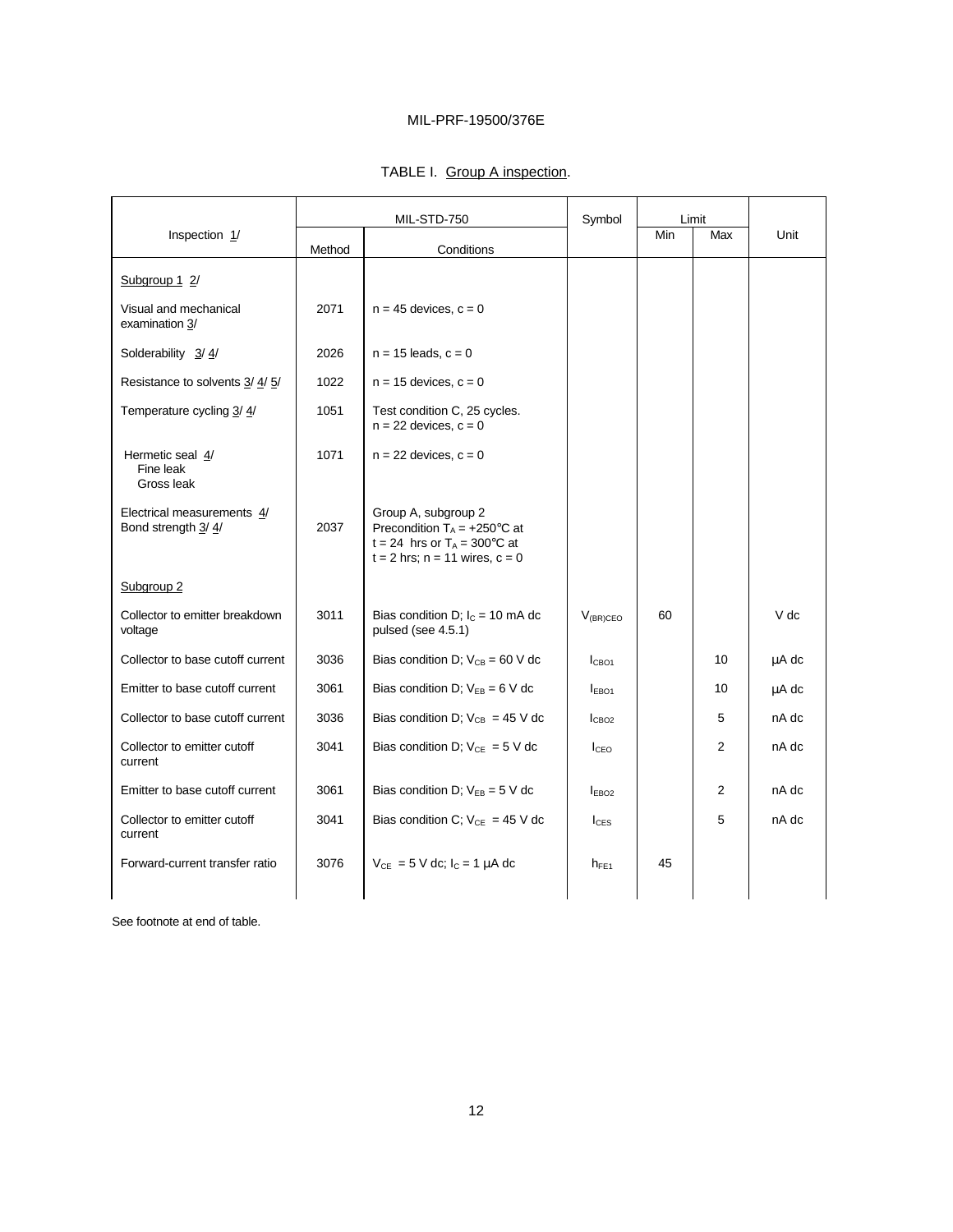TABLE I. Group A inspection.

| Inspection 1/ | MIL-STD-750 | | Symbol | Limit | | Unit |
|---|---|---|---|---|---|---|
| | Method | Conditions | | Min | Max | |
| Subgroup 1 2/ | | | | | | |
| Visual and mechanical examination 3/ | 2071 | n = 45 devices, c = 0 | | | | |
| Solderability 3/ 4/ | 2026 | n = 15 leads, c = 0 | | | | |
| Resistance to solvents 3/ 4/ 5/ | 1022 | n = 15 devices, c = 0 | | | | |
| Temperature cycling 3/ 4/ | 1051 | Test condition C, 25 cycles. n = 22 devices, c = 0 | | | | |
| Hermetic seal 4/ Fine leak Gross leak | 1071 | n = 22 devices, c = 0 | | | | |
| Electrical measurements 4/ | | Group A, subgroup 2 | | | | |
| Bond strength 3/ 4/ | 2037 | Precondition $T_A$ = +250°C at t = 24 hrs or $T_A$ = 300°C at t = 2 hrs; n = 11 wires, c = 0 | | | | |
| Subgroup 2 | | | | | | |
| Collector to emitter breakdown voltage | 3011 | Bias condition D; $I_C$ = 10 mA dc pulsed (see 4.5.1) | $V_{(BR)CEO}$ | 60 | | V dc |
| Collector to base cutoff current | 3036 | Bias condition D; $V_{CB}$ = 60 V dc | $I_{CBO1}$ | | 10 | µA dc |
| Emitter to base cutoff current | 3061 | Bias condition D; $V_{EB}$ = 6 V dc | $I_{EBO1}$ | | 10 | µA dc |
| Collector to base cutoff current | 3036 | Bias condition D; $V_{CB}$ = 45 V dc | $I_{CBO2}$ | | 5 | nA dc |
| Collector to emitter cutoff current | 3041 | Bias condition D; $V_{CE}$ = 5 V dc | $I_{CEO}$ | | 2 | nA dc |
| Emitter to base cutoff current | 3061 | Bias condition D; $V_{EB}$ = 5 V dc | $I_{EBO2}$ | | 2 | nA dc |
| Collector to emitter cutoff current | 3041 | Bias condition C; $V_{CE}$ = 45 V dc | $I_{CES}$ | | 5 | nA dc |
| Forward-current transfer ratio | 3076 | $V_{CE}$ = 5 V dc; $I_C$ = 1 µA dc | $h_{FE1}$ | 45 | | |

See footnote at end of table.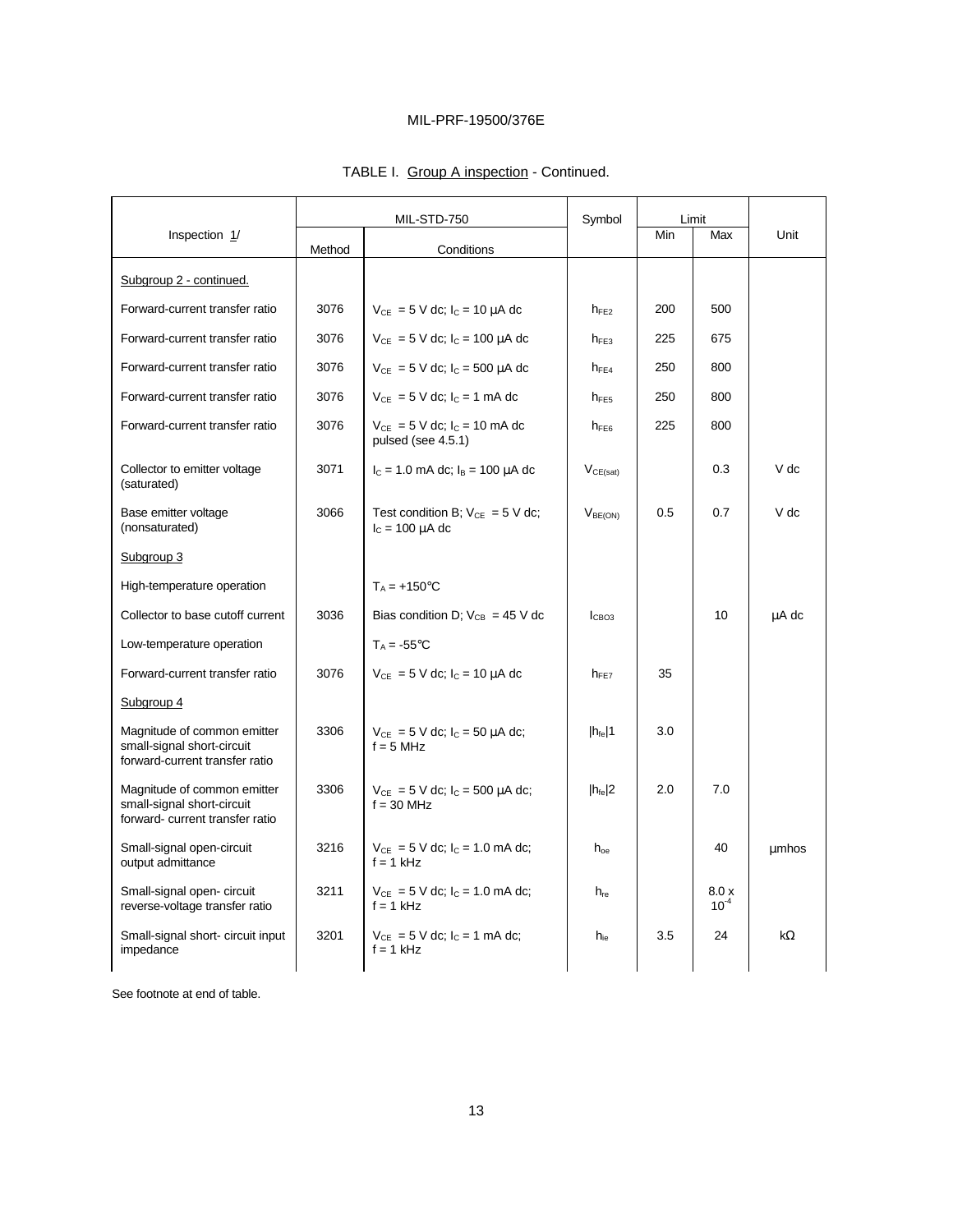TABLE I. Group A inspection - Continued.

| Inspection 1/ | MIL-STD-750 | | Symbol | Limit | | Unit |
|---|---|---|---|---|---|---|
| | Method | Conditions | | Min | Max | |
| Subgroup 2 - continued. | | | | | | |
| Forward-current transfer ratio | 3076 | $V_{CE}$ = 5 V dc; $I_C$ = 10 µA dc | $h_{FE2}$ | 200 | 500 | |
| Forward-current transfer ratio | 3076 | $V_{CE}$ = 5 V dc; $I_C$ = 100 µA dc | $h_{FE3}$ | 225 | 675 | |
| Forward-current transfer ratio | 3076 | $V_{CE}$ = 5 V dc; $I_C$ = 500 µA dc | $h_{FE4}$ | 250 | 800 | |
| Forward-current transfer ratio | 3076 | $V_{CE}$ = 5 V dc; $I_C$ = 1 mA dc | $h_{FE5}$ | 250 | 800 | |
| Forward-current transfer ratio | 3076 | $V_{CE}$ = 5 V dc; $I_C$ = 10 mA dc pulsed (see 4.5.1) | $h_{FE6}$ | 225 | 800 | |
| Collector to emitter voltage (saturated) | 3071 | $I_C$ = 1.0 mA dc; $I_B$ = 100 µA dc | $V_{CE(sat)}$ | | 0.3 | V dc |
| Base emitter voltage (nonsaturated) | 3066 | Test condition B; $V_{CE}$ = 5 V dc; $I_C$ = 100 µA dc | $V_{BE(ON)}$ | 0.5 | 0.7 | V dc |
| Subgroup 3 | | | | | | |
| High-temperature operation | | $T_A$ = +150°C | | | | |
| Collector to base cutoff current | 3036 | Bias condition D; $V_{CB}$ = 45 V dc | $I_{CBO3}$ | | 10 | µA dc |
| Low-temperature operation | | $T_A$ = -55°C | | | | |
| Forward-current transfer ratio | 3076 | $V_{CE}$ = 5 V dc; $I_C$ = 10 µA dc | $h_{FE7}$ | 35 | | |
| Subgroup 4 | | | | | | |
| Magnitude of common emitter small-signal short-circuit forward-current transfer ratio | 3306 | $V_{CE}$ = 5 V dc; $I_C$ = 50 µA dc; f = 5 MHz | $\|h_{fe}\|1$ | 3.0 | | |
| Magnitude of common emitter small-signal short-circuit forward- current transfer ratio | 3306 | $V_{CE}$ = 5 V dc; $I_C$ = 500 µA dc; f = 30 MHz | $\|h_{fe}\|2$ | 2.0 | 7.0 | |
| Small-signal open-circuit output admittance | 3216 | $V_{CE}$ = 5 V dc; $I_C$ = 1.0 mA dc; f = 1 kHz | $h_{oe}$ | | 40 | µmhos |
| Small-signal open- circuit reverse-voltage transfer ratio | 3211 | $V_{CE}$ = 5 V dc; $I_C$ = 1.0 mA dc; f = 1 kHz | $h_{re}$ | | $8.0 \times 10^{-4}$ | |
| Small-signal short- circuit input impedance | 3201 | $V_{CE}$ = 5 V dc; $I_C$ = 1 mA dc; f = 1 kHz | $h_{ie}$ | 3.5 | 24 | kΩ |

See footnote at end of table.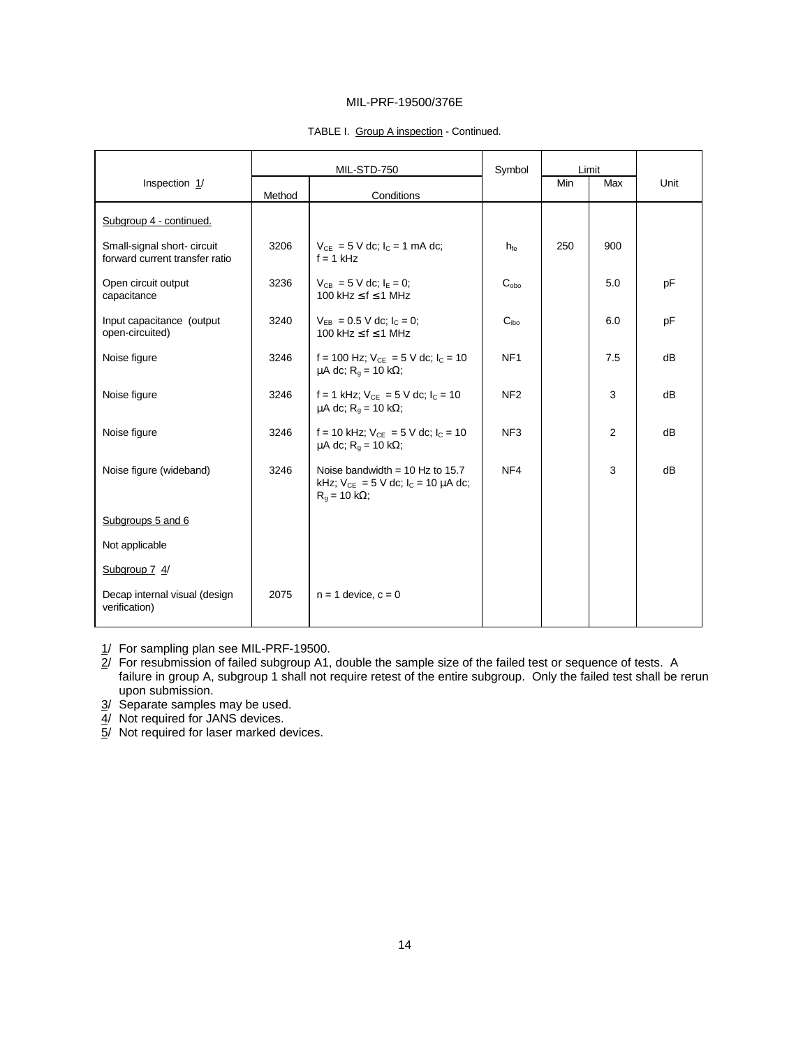MIL-PRF-19500/376E

TABLE I. Group A inspection - Continued.

| Inspection 1/ | MIL-STD-750 | | Symbol | Limit | | Unit |
|---|---|---|---|---|---|---|
| | Method | Conditions | | Min | Max | |
| Subgroup 4 - continued. | | | | | | |
| Small-signal short- circuit forward current transfer ratio | 3206 | $V_{CE}$ = 5 V dc; $I_C$ = 1 mA dc; f = 1 kHz | $h_{fe}$ | 250 | 900 | |
| Open circuit output capacitance | 3236 | $V_{CB}$ = 5 V dc; $I_E$ = 0; 100 kHz ≤ f ≤ 1 MHz | $C_{obo}$ | | 5.0 | pF |
| Input capacitance (output open-circuited) | 3240 | $V_{EB}$ = 0.5 V dc; $I_C$ = 0; 100 kHz ≤ f ≤ 1 MHz | $C_{ibo}$ | | 6.0 | pF |
| Noise figure | 3246 | f = 100 Hz; $V_{CE}$ = 5 V dc; $I_C$ = 10 μA dc; $R_g$ = 10 kΩ; | NF1 | | 7.5 | dB |
| Noise figure | 3246 | f = 1 kHz; $V_{CE}$ = 5 V dc; $I_C$ = 10 μA dc; $R_g$ = 10 kΩ; | NF2 | | 3 | dB |
| Noise figure | 3246 | f = 10 kHz; $V_{CE}$ = 5 V dc; $I_C$ = 10 μA dc; $R_g$ = 10 kΩ; | NF3 | | 2 | dB |
| Noise figure (wideband) | 3246 | Noise bandwidth = 10 Hz to 15.7 kHz; $V_{CE}$ = 5 V dc; $I_C$ = 10 μA dc; $R_g$ = 10 kΩ; | NF4 | | 3 | dB |
| Subgroups 5 and 6 | | | | | | |
| Not applicable | | | | | | |
| Subgroup 7 4/ | | | | | | |
| Decap internal visual (design verification) | 2075 | n = 1 device, c = 0 | | | | |

1/ For sampling plan see MIL-PRF-19500.

2/ For resubmission of failed subgroup A1, double the sample size of the failed test or sequence of tests. A failure in group A, subgroup 1 shall not require retest of the entire subgroup. Only the failed test shall be rerun upon submission.

3/ Separate samples may be used.

4/ Not required for JANS devices.

5/ Not required for laser marked devices.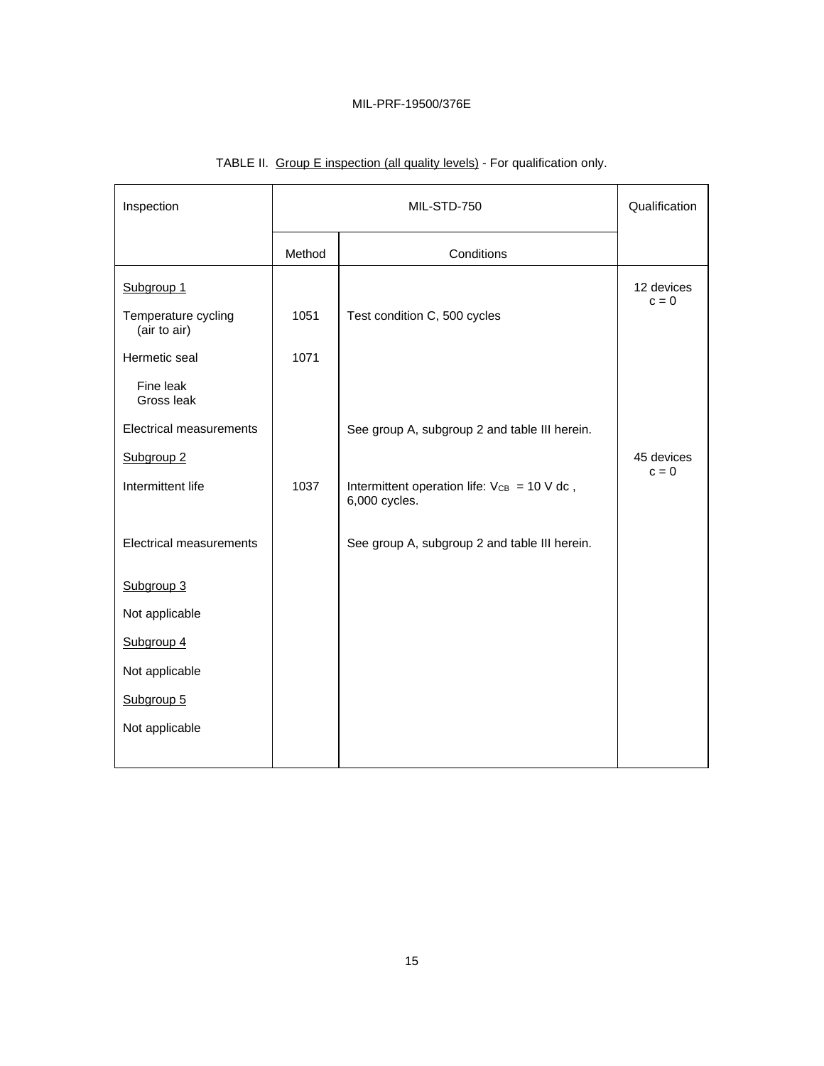TABLE II. Group E inspection (all quality levels) - For qualification only.

| Inspection | MIL-STD-750 | | Qualification |
|---|---|---|---|
| | Method | Conditions | |
| Subgroup 1 | | | 12 devices c = 0 |
| Temperature cycling (air to air) | 1051 | Test condition C, 500 cycles | |
| Hermetic seal | 1071 | | |
| Fine leak Gross leak | | | |
| Electrical measurements | | See group A, subgroup 2 and table III herein. | |
| Subgroup 2 | | | 45 devices c = 0 |
| Intermittent life | 1037 | Intermittent operation life: $V_{CB}$ = 10 V dc , 6,000 cycles. | |
| Electrical measurements | | See group A, subgroup 2 and table III herein. | |
| Subgroup 3 | | | |
| Not applicable | | | |
| Subgroup 4 | | | |
| Not applicable | | | |
| Subgroup 5 | | | |
| Not applicable | | | |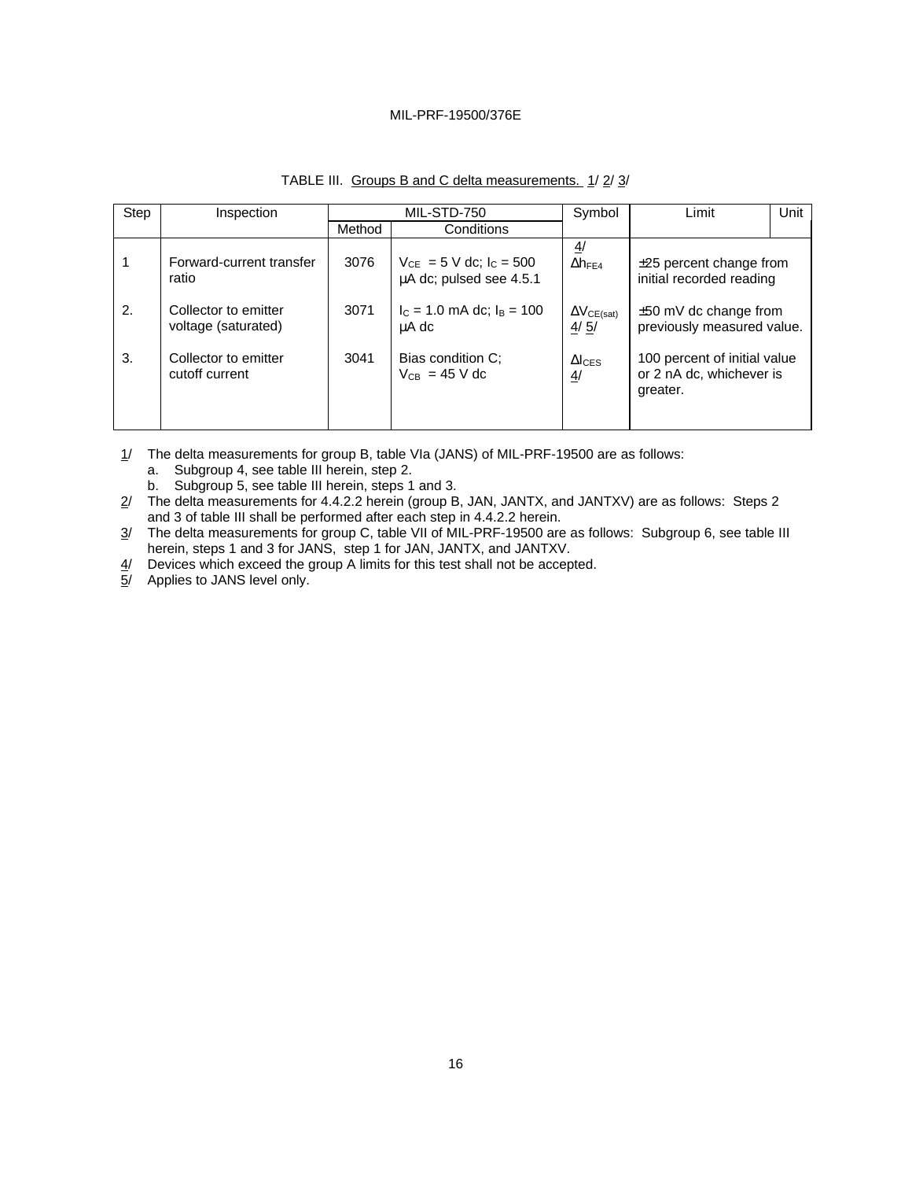TABLE III. Groups B and C delta measurements. 1/ 2/ 3/

| Step | Inspection | MIL-STD-750 | | Symbol | Limit | Unit |
|---|---|---|---|---|---|---|
| | | Method | Conditions | | | |
| 1 | Forward-current transfer ratio | 3076 | $V_{CE}$ = 5 V dc; $I_C$ = 500 µA dc; pulsed see 4.5.1 | 4/ $\Delta h_{FE4}$ | ±25 percent change from initial recorded reading | |
| 2. | Collector to emitter voltage (saturated) | 3071 | $I_C$ = 1.0 mA dc; $I_B$ = 100 µA dc | $\Delta V_{CE(sat)}$ 4/ 5/ | ±50 mV dc change from previously measured value. | |
| 3. | Collector to emitter cutoff current | 3041 | Bias condition C; $V_{CB}$ = 45 V dc | $\Delta I_{CES}$ 4/ | 100 percent of initial value or 2 nA dc, whichever is greater. | |

1/ The delta measurements for group B, table VIa (JANS) of MIL-PRF-19500 are as follows:
   a. Subgroup 4, see table III herein, step 2.
   b. Subgroup 5, see table III herein, steps 1 and 3.

2/ The delta measurements for 4.4.2.2 herein (group B, JAN, JANTX, and JANTXV) are as follows: Steps 2 and 3 of table III shall be performed after each step in 4.4.2.2 herein.

3/ The delta measurements for group C, table VII of MIL-PRF-19500 are as follows: Subgroup 6, see table III herein, steps 1 and 3 for JANS, step 1 for JAN, JANTX, and JANTXV.

4/ Devices which exceed the group A limits for this test shall not be accepted.

5/ Applies to JANS level only.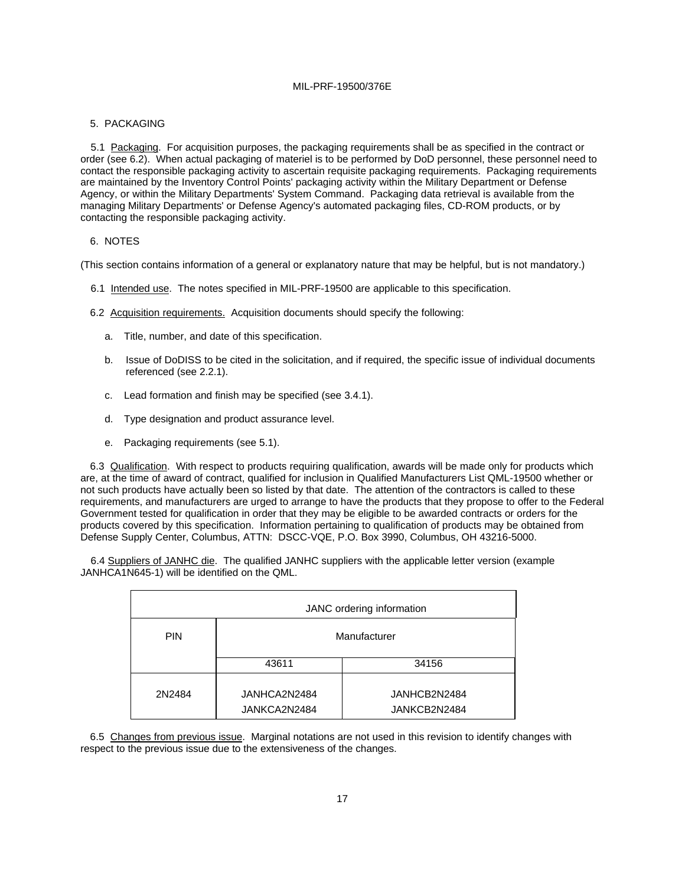## 5. PACKAGING

5.1 Packaging. For acquisition purposes, the packaging requirements shall be as specified in the contract or order (see 6.2). When actual packaging of materiel is to be performed by DoD personnel, these personnel need to contact the responsible packaging activity to ascertain requisite packaging requirements. Packaging requirements are maintained by the Inventory Control Points' packaging activity within the Military Department or Defense Agency, or within the Military Departments' System Command. Packaging data retrieval is available from the managing Military Departments' or Defense Agency's automated packaging files, CD-ROM products, or by contacting the responsible packaging activity.

## 6. NOTES

(This section contains information of a general or explanatory nature that may be helpful, but is not mandatory.)

6.1 Intended use. The notes specified in MIL-PRF-19500 are applicable to this specification.

6.2 Acquisition requirements. Acquisition documents should specify the following:

a. Title, number, and date of this specification.

b. Issue of DoDISS to be cited in the solicitation, and if required, the specific issue of individual documents referenced (see 2.2.1).

c. Lead formation and finish may be specified (see 3.4.1).

d. Type designation and product assurance level.

e. Packaging requirements (see 5.1).

6.3 Qualification. With respect to products requiring qualification, awards will be made only for products which are, at the time of award of contract, qualified for inclusion in Qualified Manufacturers List QML-19500 whether or not such products have actually been so listed by that date. The attention of the contractors is called to these requirements, and manufacturers are urged to arrange to have the products that they propose to offer to the Federal Government tested for qualification in order that they may be eligible to be awarded contracts or orders for the products covered by this specification. Information pertaining to qualification of products may be obtained from Defense Supply Center, Columbus, ATTN: DSCC-VQE, P.O. Box 3990, Columbus, OH 43216-5000.

6.4 Suppliers of JANHC die. The qualified JANHC suppliers with the applicable letter version (example JANHCA1N645-1) will be identified on the QML.

| JANC ordering information | | |
|---|---|---|
| PIN | Manufacturer | |
| | 43611 | 34156 |
| 2N2484 | JANHCA2N2484<br>JANKCA2N2484 | JANHCB2N2484<br>JANKCB2N2484 |

6.5 Changes from previous issue. Marginal notations are not used in this revision to identify changes with respect to the previous issue due to the extensiveness of the changes.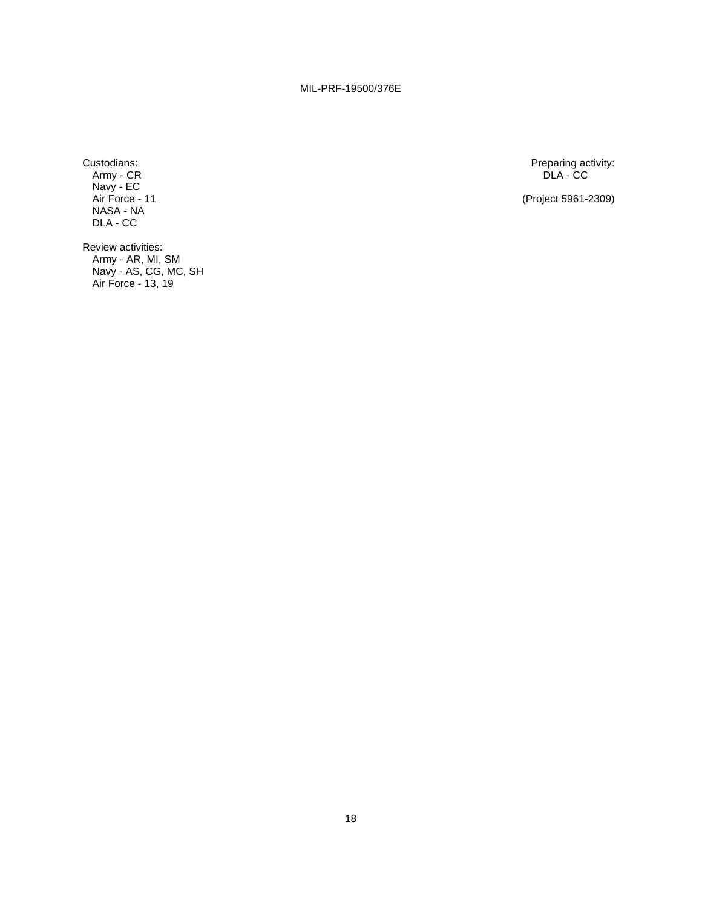Custodians:
Army - CR
Navy - EC
Air Force - 11
NASA - NA
DLA - CC

Preparing activity:
DLA - CC

(Project 5961-2309)

Review activities:
Army - AR, MI, SM
Navy - AS, CG, MC, SH
Air Force - 13, 19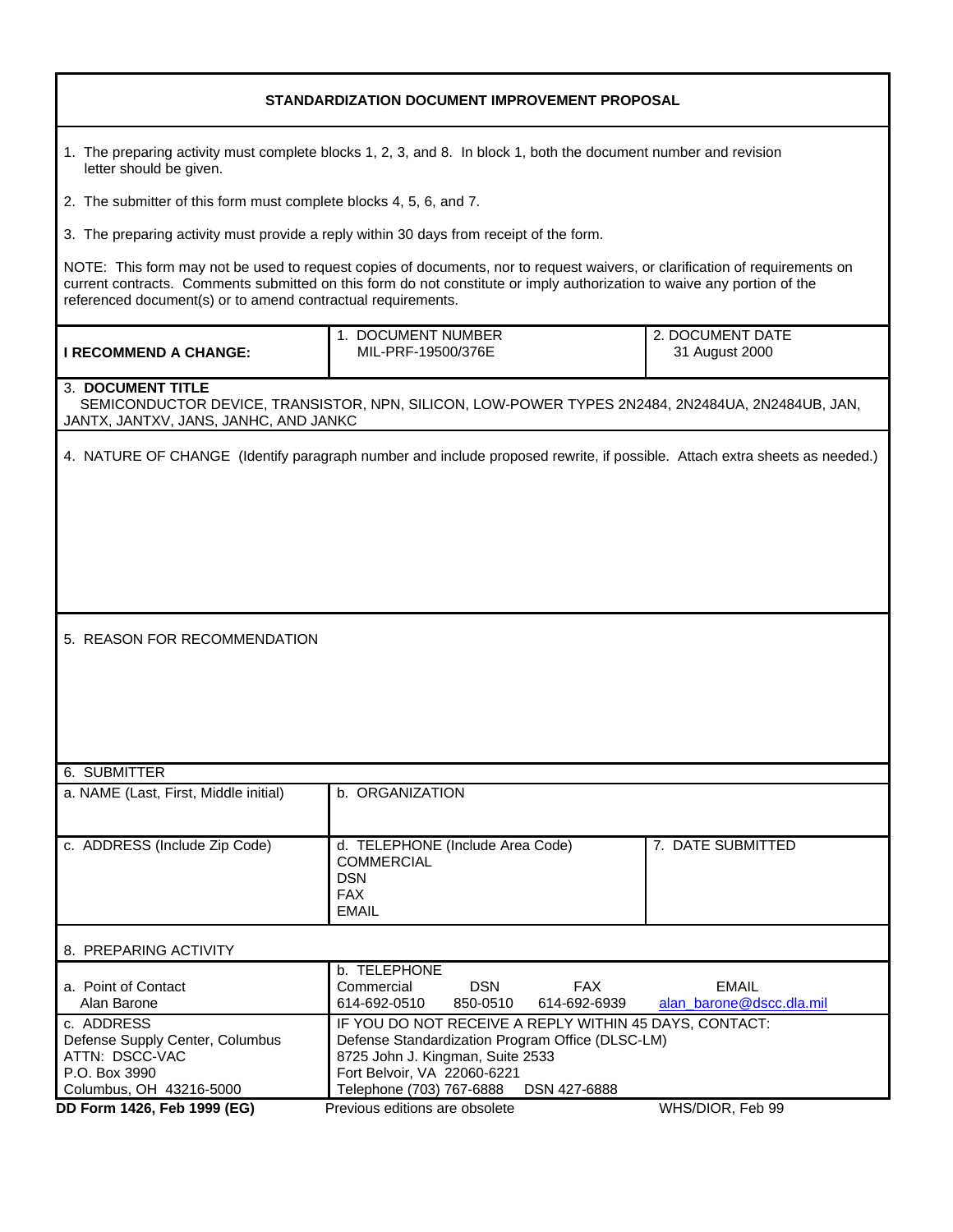## STANDARDIZATION DOCUMENT IMPROVEMENT PROPOSAL

1. The preparing activity must complete blocks 1, 2, 3, and 8. In block 1, both the document number and revision letter should be given.

2. The submitter of this form must complete blocks 4, 5, 6, and 7.

3. The preparing activity must provide a reply within 30 days from receipt of the form.

NOTE: This form may not be used to request copies of documents, nor to request waivers, or clarification of requirements on current contracts. Comments submitted on this form do not constitute or imply authorization to waive any portion of the referenced document(s) or to amend contractual requirements.

| | | |
|---|---|---|
| **I RECOMMEND A CHANGE:** | 1. DOCUMENT NUMBER<br>MIL-PRF-19500/376E | 2. DOCUMENT DATE<br>31 August 2000 |

3. **DOCUMENT TITLE**
SEMICONDUCTOR DEVICE, TRANSISTOR, NPN, SILICON, LOW-POWER TYPES 2N2484, 2N2484UA, 2N2484UB, JAN, JANTX, JANTXV, JANS, JANHC, AND JANKC

4. NATURE OF CHANGE (Identify paragraph number and include proposed rewrite, if possible. Attach extra sheets as needed.)

5. REASON FOR RECOMMENDATION

6. SUBMITTER

| | | |
|---|---|---|
| a. NAME (Last, First, Middle initial) | b. ORGANIZATION | |
| c. ADDRESS (Include Zip Code) | d. TELEPHONE (Include Area Code)<br>COMMERCIAL<br>DSN<br>FAX<br>EMAIL | 7. DATE SUBMITTED |

8. PREPARING ACTIVITY

| | | | | |
|---|---|---|---|---|
| a. Point of Contact<br>Alan Barone | b. TELEPHONE<br>Commercial<br>614-692-0510 | DSN<br>850-0510 | FAX<br>614-692-6939 | EMAIL<br>alan_barone@dscc.dla.mil |
| c. ADDRESS<br>Defense Supply Center, Columbus<br>ATTN: DSCC-VAC<br>P.O. Box 3990<br>Columbus, OH 43216-5000 | IF YOU DO NOT RECEIVE A REPLY WITHIN 45 DAYS, CONTACT:<br>Defense Standardization Program Office (DLSC-LM)<br>8725 John J. Kingman, Suite 2533<br>Fort Belvoir, VA 22060-6221<br>Telephone (703) 767-6888 DSN 427-6888 | | | |

**DD Form 1426, Feb 1999 (EG)** Previous editions are obsolete WHS/DIOR, Feb 99